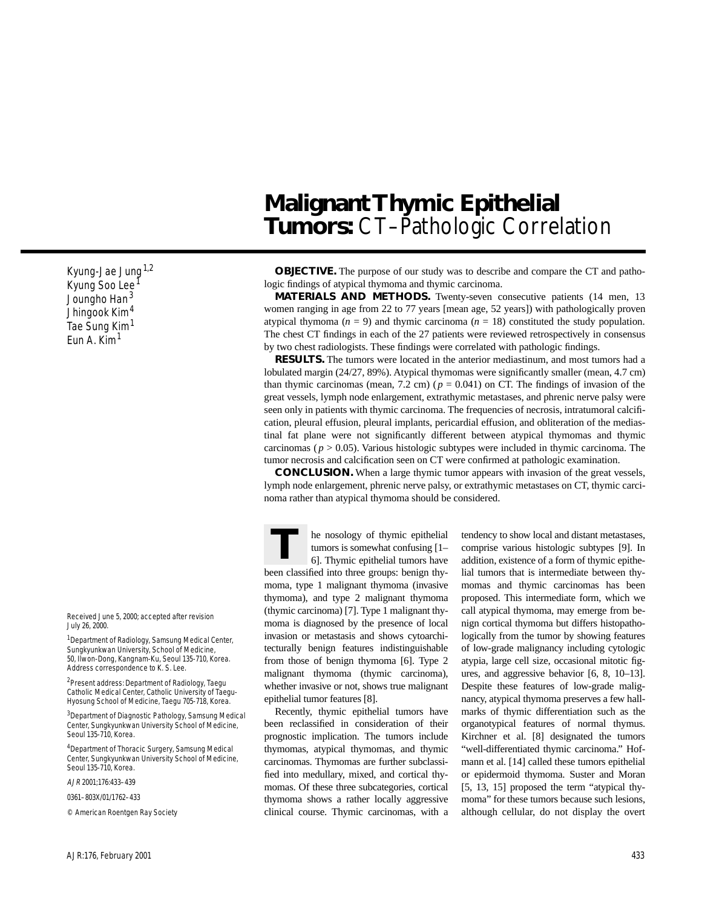# Malignant Thymic Epithelial Tumors: CT–Pathologic Correlation

Kyung-Jae Jung[1,2]
Kyung Soo Lee[1]
Joungho Han[3]
Jhingook Kim[4]
Tae Sung Kim[1]
Eun A. Kim[1]

**OBJECTIVE.** The purpose of our study was to describe and compare the CT and pathologic findings of atypical thymoma and thymic carcinoma.

**MATERIALS AND METHODS.** Twenty-seven consecutive patients (14 men, 13 women ranging in age from 22 to 77 years [mean age, 52 years]) with pathologically proven atypical thymoma ($n = 9$) and thymic carcinoma ($n = 18$) constituted the study population. The chest CT findings in each of the 27 patients were reviewed retrospectively in consensus by two chest radiologists. These findings were correlated with pathologic findings.

**RESULTS.** The tumors were located in the anterior mediastinum, and most tumors had a lobulated margin (24/27, 89%). Atypical thymomas were significantly smaller (mean, 4.7 cm) than thymic carcinomas (mean, 7.2 cm) ($p = 0.041$) on CT. The findings of invasion of the great vessels, lymph node enlargement, extrathymic metastases, and phrenic nerve palsy were seen only in patients with thymic carcinoma. The frequencies of necrosis, intratumoral calcification, pleural effusion, pleural implants, pericardial effusion, and obliteration of the mediastinal fat plane were not significantly different between atypical thymomas and thymic carcinomas ($p > 0.05$). Various histologic subtypes were included in thymic carcinoma. The tumor necrosis and calcification seen on CT were confirmed at pathologic examination.

**CONCLUSION.** When a large thymic tumor appears with invasion of the great vessels, lymph node enlargement, phrenic nerve palsy, or extrathymic metastases on CT, thymic carcinoma rather than atypical thymoma should be considered.

The nosology of thymic epithelial tumors is somewhat confusing [1–6]. Thymic epithelial tumors have been classified into three groups: benign thymoma, type 1 malignant thymoma (invasive thymoma), and type 2 malignant thymoma (thymic carcinoma) [7]. Type 1 malignant thymoma is diagnosed by the presence of local invasion or metastasis and shows cytoarchitecturally benign features indistinguishable from those of benign thymoma [6]. Type 2 malignant thymoma (thymic carcinoma), whether invasive or not, shows true malignant epithelial tumor features [8].

Recently, thymic epithelial tumors have been reclassified in consideration of their prognostic implication. The tumors include thymomas, atypical thymomas, and thymic carcinomas. Thymomas are further subclassified into medullary, mixed, and cortical thymomas. Of these three subcategories, cortical thymoma shows a rather locally aggressive clinical course. Thymic carcinomas, with a tendency to show local and distant metastases, comprise various histologic subtypes [9]. In addition, existence of a form of thymic epithelial tumors that is intermediate between thymomas and thymic carcinomas has been proposed. This intermediate form, which we call atypical thymoma, may emerge from benign cortical thymoma but differs histopathologically from the tumor by showing features of low-grade malignancy including cytologic atypia, large cell size, occasional mitotic figures, and aggressive behavior [6, 8, 10–13]. Despite these features of low-grade malignancy, atypical thymoma preserves a few hallmarks of thymic differentiation such as the organotypical features of normal thymus. Kirchner et al. [8] designated the tumors "well-differentiated thymic carcinoma." Hofmann et al. [14] called these tumors epithelial or epidermoid thymoma. Suster and Moran [5, 13, 15] proposed the term "atypical thymoma" for these tumors because such lesions, although cellular, do not display the overt

Received June 5, 2000; accepted after revision July 26, 2000.

[1]Department of Radiology, Samsung Medical Center, Sungkyunkwan University, School of Medicine, 50, Ilwon-Dong, Kangnam-Ku, Seoul 135-710, Korea. Address correspondence to K. S. Lee.

[2]Present address: Department of Radiology, Taegu Catholic Medical Center, Catholic University of Taegu-Hyosung School of Medicine, Taegu 705-718, Korea.

[3]Department of Diagnostic Pathology, Samsung Medical Center, Sungkyunkwan University School of Medicine, Seoul 135-710, Korea.

[4]Department of Thoracic Surgery, Samsung Medical Center, Sungkyunkwan University School of Medicine, Seoul 135-710, Korea.

*AJR* 2001;176:433–439

0361–803X/01/1762–433

© American Roentgen Ray Society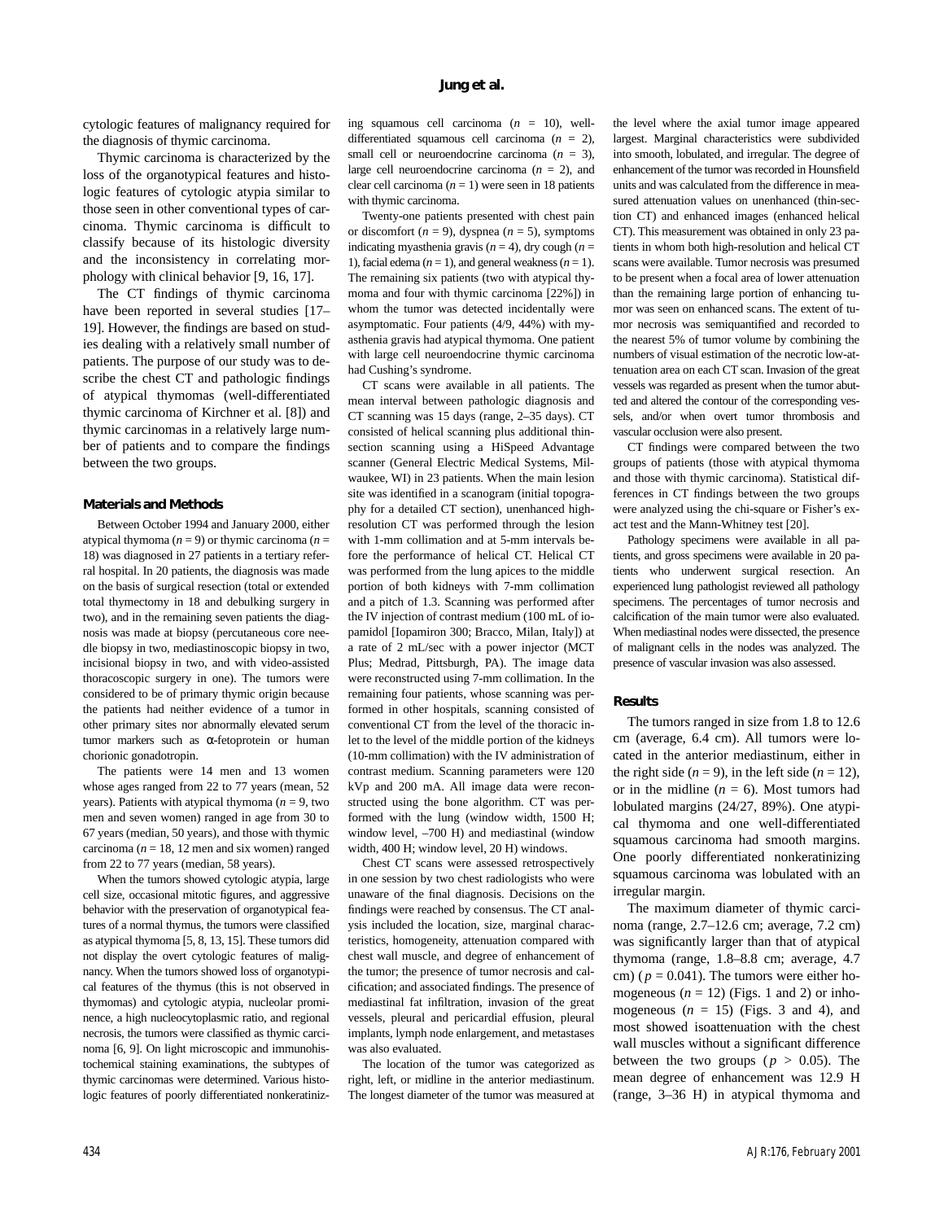cytologic features of malignancy required for the diagnosis of thymic carcinoma.

Thymic carcinoma is characterized by the loss of the organotypical features and histologic features of cytologic atypia similar to those seen in other conventional types of carcinoma. Thymic carcinoma is difficult to classify because of its histologic diversity and the inconsistency in correlating morphology with clinical behavior [9, 16, 17].

The CT findings of thymic carcinoma have been reported in several studies [17–19]. However, the findings are based on studies dealing with a relatively small number of patients. The purpose of our study was to describe the chest CT and pathologic findings of atypical thymomas (well-differentiated thymic carcinoma of Kirchner et al. [8]) and thymic carcinomas in a relatively large number of patients and to compare the findings between the two groups.

## Materials and Methods

Between October 1994 and January 2000, either atypical thymoma ($n = 9$) or thymic carcinoma ($n = 18$) was diagnosed in 27 patients in a tertiary referral hospital. In 20 patients, the diagnosis was made on the basis of surgical resection (total or extended total thymectomy in 18 and debulking surgery in two), and in the remaining seven patients the diagnosis was made at biopsy (percutaneous core needle biopsy in two, mediastinoscopic biopsy in two, incisional biopsy in two, and with video-assisted thoracoscopic surgery in one). The tumors were considered to be of primary thymic origin because the patients had neither evidence of a tumor in other primary sites nor abnormally elevated serum tumor markers such as α-fetoprotein or human chorionic gonadotropin.

The patients were 14 men and 13 women whose ages ranged from 22 to 77 years (mean, 52 years). Patients with atypical thymoma ($n = 9$, two men and seven women) ranged in age from 30 to 67 years (median, 50 years), and those with thymic carcinoma ($n = 18$, 12 men and six women) ranged from 22 to 77 years (median, 58 years).

When the tumors showed cytologic atypia, large cell size, occasional mitotic figures, and aggressive behavior with the preservation of organotypical features of a normal thymus, the tumors were classified as atypical thymoma [5, 8, 13, 15]. These tumors did not display the overt cytologic features of malignancy. When the tumors showed loss of organotypical features of the thymus (this is not observed in thymomas) and cytologic atypia, nucleolar prominence, a high nucleocytoplasmic ratio, and regional necrosis, the tumors were classified as thymic carcinoma [6, 9]. On light microscopic and immunohistochemical staining examinations, the subtypes of thymic carcinomas were determined. Various histologic features of poorly differentiated nonkeratinizing squamous cell carcinoma ($n = 10$), well-differentiated squamous cell carcinoma ($n = 2$), small cell or neuroendocrine carcinoma ($n = 3$), large cell neuroendocrine carcinoma ($n = 2$), and clear cell carcinoma ($n = 1$) were seen in 18 patients with thymic carcinoma.

Twenty-one patients presented with chest pain or discomfort ($n = 9$), dyspnea ($n = 5$), symptoms indicating myasthenia gravis ($n = 4$), dry cough ($n = 1$), facial edema ($n = 1$), and general weakness ($n = 1$). The remaining six patients (two with atypical thymoma and four with thymic carcinoma [22%]) in whom the tumor was detected incidentally were asymptomatic. Four patients (4/9, 44%) with myasthenia gravis had atypical thymoma. One patient with large cell neuroendocrine thymic carcinoma had Cushing's syndrome.

CT scans were available in all patients. The mean interval between pathologic diagnosis and CT scanning was 15 days (range, 2–35 days). CT consisted of helical scanning plus additional thin-section scanning using a HiSpeed Advantage scanner (General Electric Medical Systems, Milwaukee, WI) in 23 patients. When the main lesion site was identified in a scanogram (initial topography for a detailed CT section), unenhanced high-resolution CT was performed through the lesion with 1-mm collimation and at 5-mm intervals before the performance of helical CT. Helical CT was performed from the lung apices to the middle portion of both kidneys with 7-mm collimation and a pitch of 1.3. Scanning was performed after the IV injection of contrast medium (100 mL of iopamidol [Iopamiron 300; Bracco, Milan, Italy]) at a rate of 2 mL/sec with a power injector (MCT Plus; Medrad, Pittsburgh, PA). The image data were reconstructed using 7-mm collimation. In the remaining four patients, whose scanning was performed in other hospitals, scanning consisted of conventional CT from the level of the thoracic inlet to the level of the middle portion of the kidneys (10-mm collimation) with the IV administration of contrast medium. Scanning parameters were 120 kVp and 200 mA. All image data were reconstructed using the bone algorithm. CT was performed with the lung (window width, 1500 H; window level, –700 H) and mediastinal (window width, 400 H; window level, 20 H) windows.

Chest CT scans were assessed retrospectively in one session by two chest radiologists who were unaware of the final diagnosis. Decisions on the findings were reached by consensus. The CT analysis included the location, size, marginal characteristics, homogeneity, attenuation compared with chest wall muscle, and degree of enhancement of the tumor; the presence of tumor necrosis and calcification; and associated findings. The presence of mediastinal fat infiltration, invasion of the great vessels, pleural and pericardial effusion, pleural implants, lymph node enlargement, and metastases was also evaluated.

The location of the tumor was categorized as right, left, or midline in the anterior mediastinum. The longest diameter of the tumor was measured at the level where the axial tumor image appeared largest. Marginal characteristics were subdivided into smooth, lobulated, and irregular. The degree of enhancement of the tumor was recorded in Hounsfield units and was calculated from the difference in measured attenuation values on unenhanced (thin-section CT) and enhanced images (enhanced helical CT). This measurement was obtained in only 23 patients in whom both high-resolution and helical CT scans were available. Tumor necrosis was presumed to be present when a focal area of lower attenuation than the remaining large portion of enhancing tumor was seen on enhanced scans. The extent of tumor necrosis was semiquantified and recorded to the nearest 5% of tumor volume by combining the numbers of visual estimation of the necrotic low-attenuation area on each CT scan. Invasion of the great vessels was regarded as present when the tumor abutted and altered the contour of the corresponding vessels, and/or when overt tumor thrombosis and vascular occlusion were also present.

CT findings were compared between the two groups of patients (those with atypical thymoma and those with thymic carcinoma). Statistical differences in CT findings between the two groups were analyzed using the chi-square or Fisher's exact test and the Mann-Whitney test [20].

Pathology specimens were available in all patients, and gross specimens were available in 20 patients who underwent surgical resection. An experienced lung pathologist reviewed all pathology specimens. The percentages of tumor necrosis and calcification of the main tumor were also evaluated. When mediastinal nodes were dissected, the presence of malignant cells in the nodes was analyzed. The presence of vascular invasion was also assessed.

## Results

The tumors ranged in size from 1.8 to 12.6 cm (average, 6.4 cm). All tumors were located in the anterior mediastinum, either in the right side ($n = 9$), in the left side ($n = 12$), or in the midline ($n = 6$). Most tumors had lobulated margins (24/27, 89%). One atypical thymoma and one well-differentiated squamous carcinoma had smooth margins. One poorly differentiated nonkeratinizing squamous carcinoma was lobulated with an irregular margin.

The maximum diameter of thymic carcinoma (range, 2.7–12.6 cm; average, 7.2 cm) was significantly larger than that of atypical thymoma (range, 1.8–8.8 cm; average, 4.7 cm) ($p = 0.041$). The tumors were either homogeneous ($n = 12$) (Figs. 1 and 2) or inhomogeneous ($n = 15$) (Figs. 3 and 4), and most showed isoattenuation with the chest wall muscles without a significant difference between the two groups ($p > 0.05$). The mean degree of enhancement was 12.9 H (range, 3–36 H) in atypical thymoma and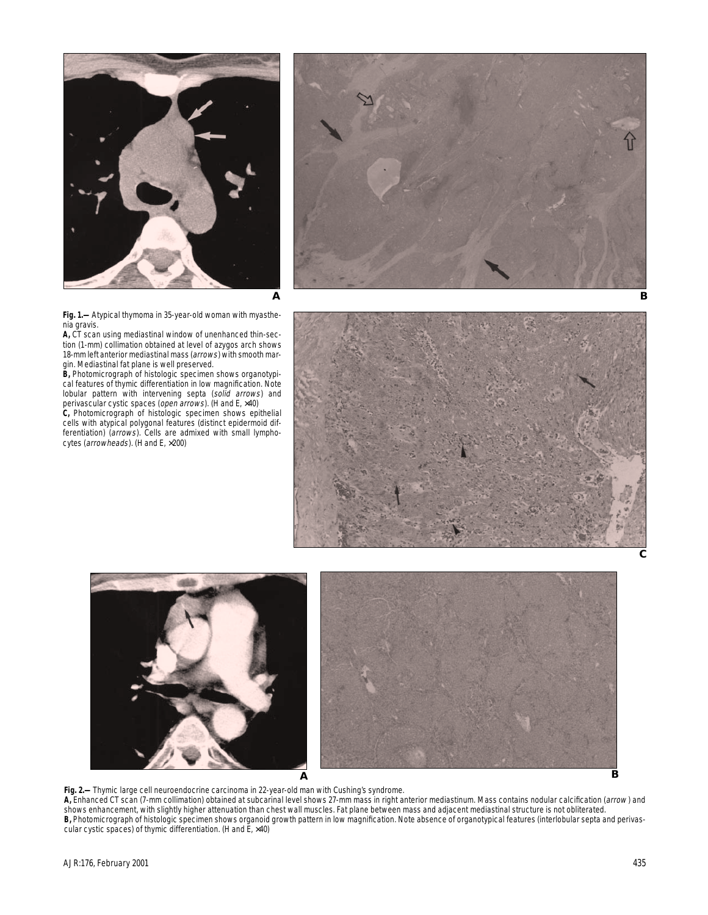**Fig. 1.—** Atypical thymoma in 35-year-old woman with myasthenia gravis.

**A,** CT scan using mediastinal window of unenhanced thin-section (1-mm) collimation obtained at level of azygos arch shows 18-mm left anterior mediastinal mass (*arrows*) with smooth margin. Mediastinal fat plane is well preserved.

**B,** Photomicrograph of histologic specimen shows organotypical features of thymic differentiation in low magnification. Note lobular pattern with intervening septa (*solid arrows*) and perivascular cystic spaces (*open arrows*). (H and E, ×40)

**C,** Photomicrograph of histologic specimen shows epithelial cells with atypical polygonal features (distinct epidermoid differentiation) (*arrows*). Cells are admixed with small lymphocytes (*arrowheads*). (H and E, ×200)

**Fig. 2.—** Thymic large cell neuroendocrine carcinoma in 22-year-old man with Cushing's syndrome.

**A,** Enhanced CT scan (7-mm collimation) obtained at subcarinal level shows 27-mm mass in right anterior mediastinum. Mass contains nodular calcification (*arrow* ) and shows enhancement, with slightly higher attenuation than chest wall muscles. Fat plane between mass and adjacent mediastinal structure is not obliterated.

**B,** Photomicrograph of histologic specimen shows organoid growth pattern in low magnification. Note absence of organotypical features (interlobular septa and perivascular cystic spaces) of thymic differentiation. (H and E, ×40)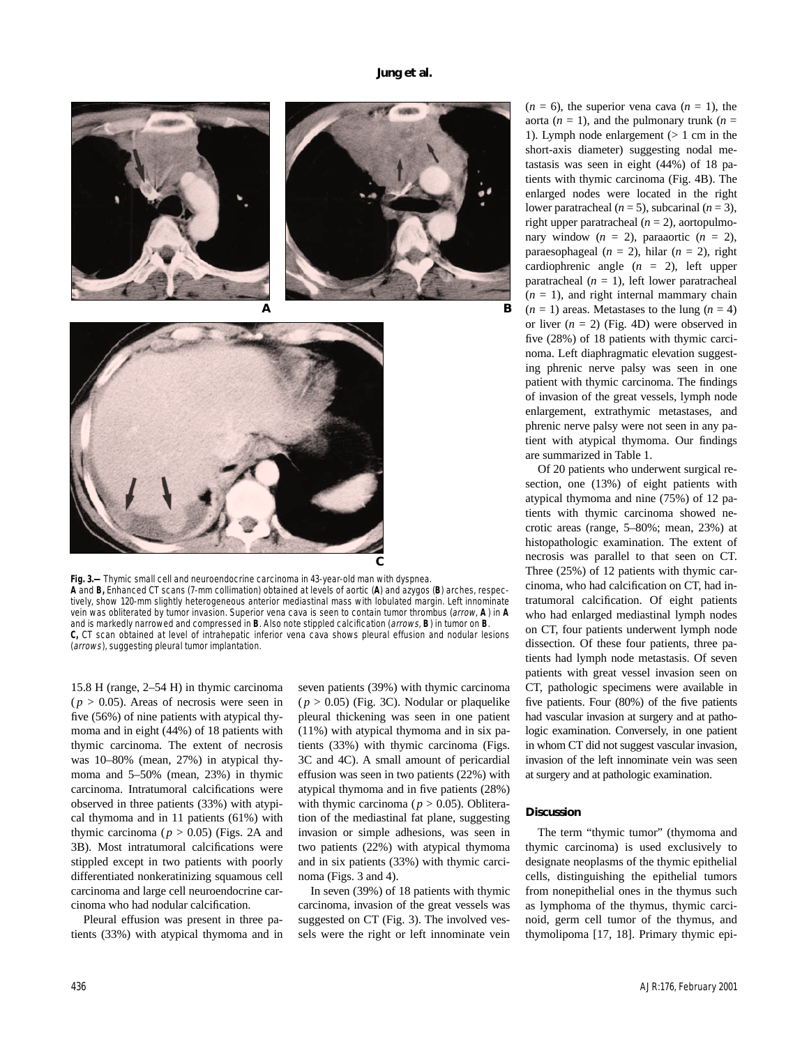**Fig. 3.—** Thymic small cell and neuroendocrine carcinoma in 43-year-old man with dyspnea.
**A** and **B,** Enhanced CT scans (7-mm collimation) obtained at levels of aortic (**A**) and azygos (**B**) arches, respectively, show 120-mm slightly heterogeneous anterior mediastinal mass with lobulated margin. Left innominate vein was obliterated by tumor invasion. Superior vena cava is seen to contain tumor thrombus (*arrow*, **A**) in **A** and is markedly narrowed and compressed in **B**. Also note stippled calcification (*arrows*, **B**) in tumor on **B**.
**C,** CT scan obtained at level of intrahepatic inferior vena cava shows pleural effusion and nodular lesions (*arrows*), suggesting pleural tumor implantation.

15.8 H (range, 2–54 H) in thymic carcinoma ($p > 0.05$). Areas of necrosis were seen in five (56%) of nine patients with atypical thymoma and in eight (44%) of 18 patients with thymic carcinoma. The extent of necrosis was 10–80% (mean, 27%) in atypical thymoma and 5–50% (mean, 23%) in thymic carcinoma. Intratumoral calcifications were observed in three patients (33%) with atypical thymoma and in 11 patients (61%) with thymic carcinoma ($p > 0.05$) (Figs. 2A and 3B). Most intratumoral calcifications were stippled except in two patients with poorly differentiated nonkeratinizing squamous cell carcinoma and large cell neuroendocrine carcinoma who had nodular calcification.

Pleural effusion was present in three patients (33%) with atypical thymoma and in seven patients (39%) with thymic carcinoma ($p > 0.05$) (Fig. 3C). Nodular or plaquelike pleural thickening was seen in one patient (11%) with atypical thymoma and in six patients (33%) with thymic carcinoma (Figs. 3C and 4C). A small amount of pericardial effusion was seen in two patients (22%) with atypical thymoma and in five patients (28%) with thymic carcinoma ($p > 0.05$). Obliteration of the mediastinal fat plane, suggesting invasion or simple adhesions, was seen in two patients (22%) with atypical thymoma and in six patients (33%) with thymic carcinoma (Figs. 3 and 4).

In seven (39%) of 18 patients with thymic carcinoma, invasion of the great vessels was suggested on CT (Fig. 3). The involved vessels were the right or left innominate vein ($n = 6$), the superior vena cava ($n = 1$), the aorta ($n = 1$), and the pulmonary trunk ($n = 1$). Lymph node enlargement (> 1 cm in the short-axis diameter) suggesting nodal metastasis was seen in eight (44%) of 18 patients with thymic carcinoma (Fig. 4B). The enlarged nodes were located in the right lower paratracheal ($n = 5$), subcarinal ($n = 3$), right upper paratracheal ($n = 2$), aortopulmonary window ($n = 2$), paraaortic ($n = 2$), paraesophageal ($n = 2$), hilar ($n = 2$), right cardiophrenic angle ($n = 2$), left upper paratracheal ($n = 1$), left lower paratracheal ($n = 1$), and right internal mammary chain ($n = 1$) areas. Metastases to the lung ($n = 4$) or liver ($n = 2$) (Fig. 4D) were observed in five (28%) of 18 patients with thymic carcinoma. Left diaphragmatic elevation suggesting phrenic nerve palsy was seen in one patient with thymic carcinoma. The findings of invasion of the great vessels, lymph node enlargement, extrathymic metastases, and phrenic nerve palsy were not seen in any patient with atypical thymoma. Our findings are summarized in Table 1.

Of 20 patients who underwent surgical resection, one (13%) of eight patients with atypical thymoma and nine (75%) of 12 patients with thymic carcinoma showed necrotic areas (range, 5–80%; mean, 23%) at histopathologic examination. The extent of necrosis was parallel to that seen on CT. Three (25%) of 12 patients with thymic carcinoma, who had calcification on CT, had intratumoral calcification. Of eight patients who had enlarged mediastinal lymph nodes on CT, four patients underwent lymph node dissection. Of these four patients, three patients had lymph node metastasis. Of seven patients with great vessel invasion seen on CT, pathologic specimens were available in five patients. Four (80%) of the five patients had vascular invasion at surgery and at pathologic examination. Conversely, in one patient in whom CT did not suggest vascular invasion, invasion of the left innominate vein was seen at surgery and at pathologic examination.

## Discussion

The term "thymic tumor" (thymoma and thymic carcinoma) is used exclusively to designate neoplasms of the thymic epithelial cells, distinguishing the epithelial tumors from nonepithelial ones in the thymus such as lymphoma of the thymus, thymic carcinoid, germ cell tumor of the thymus, and thymolipoma [17, 18]. Primary thymic epi-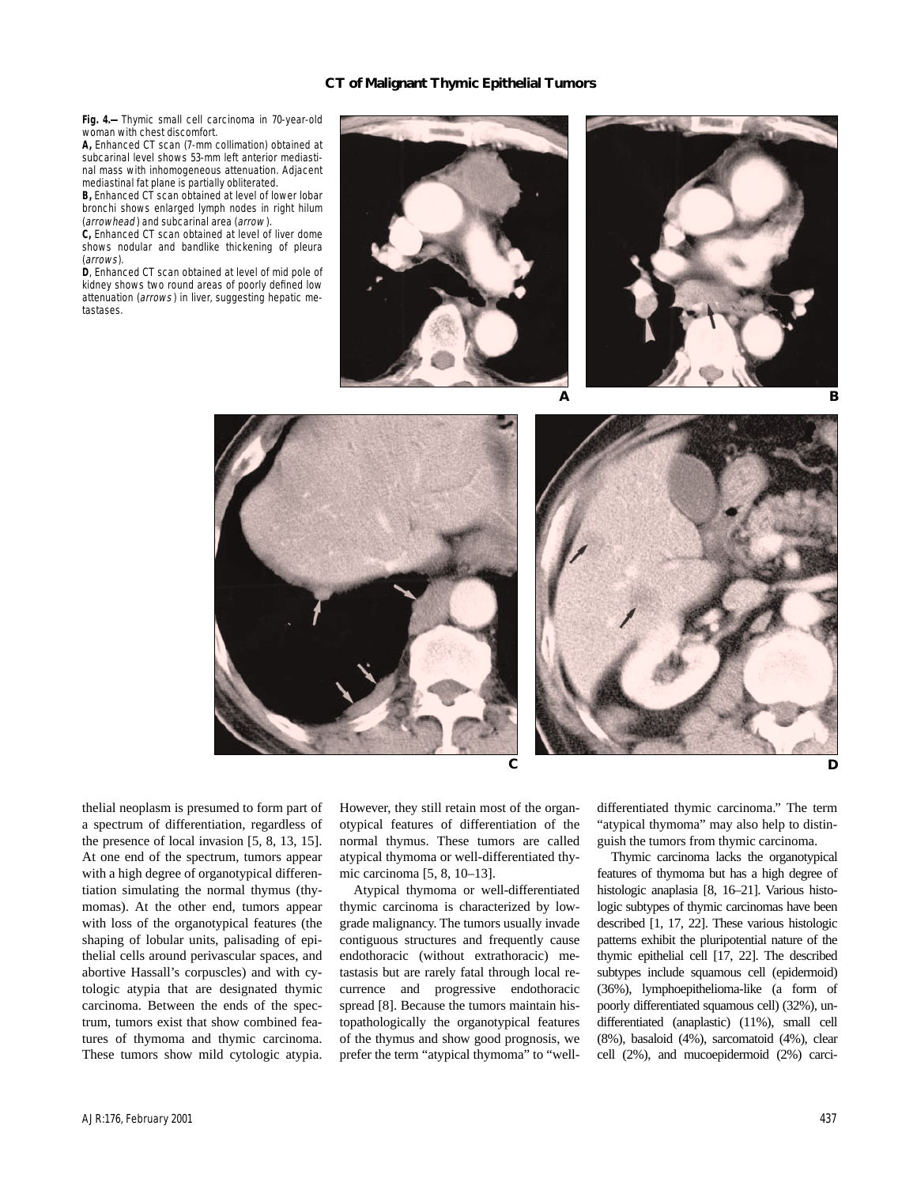**Fig. 4.—** Thymic small cell carcinoma in 70-year-old woman with chest discomfort.

**A,** Enhanced CT scan (7-mm collimation) obtained at subcarinal level shows 53-mm left anterior mediastinal mass with inhomogeneous attenuation. Adjacent mediastinal fat plane is partially obliterated.

**B,** Enhanced CT scan obtained at level of lower lobar bronchi shows enlarged lymph nodes in right hilum (*arrowhead*) and subcarinal area (*arrow*).

**C,** Enhanced CT scan obtained at level of liver dome shows nodular and bandlike thickening of pleura (*arrows*).

**D**, Enhanced CT scan obtained at level of mid pole of kidney shows two round areas of poorly defined low attenuation (*arrows*) in liver, suggesting hepatic metastases.

thelial neoplasm is presumed to form part of a spectrum of differentiation, regardless of the presence of local invasion [5, 8, 13, 15]. At one end of the spectrum, tumors appear with a high degree of organotypical differentiation simulating the normal thymus (thymomas). At the other end, tumors appear with loss of the organotypical features (the shaping of lobular units, palisading of epithelial cells around perivascular spaces, and abortive Hassall's corpuscles) and with cytologic atypia that are designated thymic carcinoma. Between the ends of the spectrum, tumors exist that show combined features of thymoma and thymic carcinoma. These tumors show mild cytologic atypia. However, they still retain most of the organotypical features of differentiation of the normal thymus. These tumors are called atypical thymoma or well-differentiated thymic carcinoma [5, 8, 10–13].

Atypical thymoma or well-differentiated thymic carcinoma is characterized by low-grade malignancy. The tumors usually invade contiguous structures and frequently cause endothoracic (without extrathoracic) metastasis but are rarely fatal through local recurrence and progressive endothoracic spread [8]. Because the tumors maintain histopathologically the organotypical features of the thymus and show good prognosis, we prefer the term "atypical thymoma" to "well-differentiated thymic carcinoma." The term "atypical thymoma" may also help to distinguish the tumors from thymic carcinoma.

Thymic carcinoma lacks the organotypical features of thymoma but has a high degree of histologic anaplasia [8, 16–21]. Various histologic subtypes of thymic carcinomas have been described [1, 17, 22]. These various histologic patterns exhibit the pluripotential nature of the thymic epithelial cell [17, 22]. The described subtypes include squamous cell (epidermoid) (36%), lymphoepithelioma-like (a form of poorly differentiated squamous cell) (32%), undifferentiated (anaplastic) (11%), small cell (8%), basaloid (4%), sarcomatoid (4%), clear cell (2%), and mucoepidermoid (2%) carci-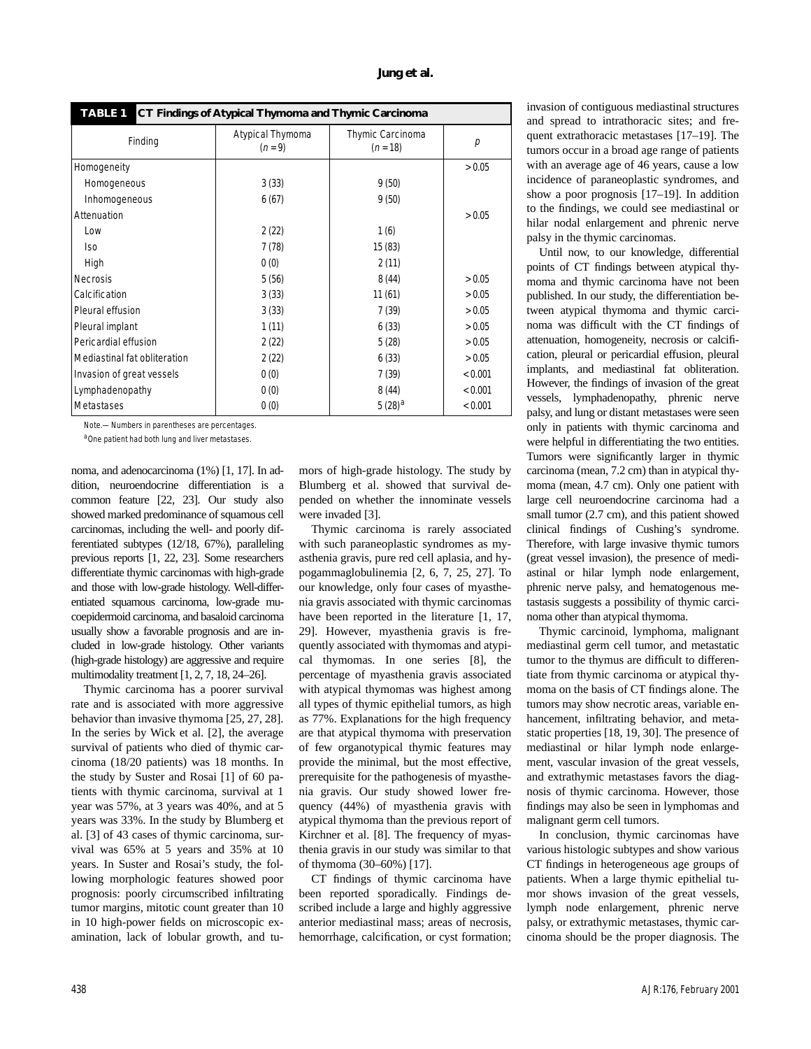**TABLE 1 CT Findings of Atypical Thymoma and Thymic Carcinoma**

| Finding | Atypical Thymoma ($n = 9$) | Thymic Carcinoma ($n = 18$) | $p$ |
|---|---|---|---|
| Homogeneity | | | > 0.05 |
| Homogeneous | 3 (33) | 9 (50) | |
| Inhomogeneous | 6 (67) | 9 (50) | |
| Attenuation | | | > 0.05 |
| Low | 2 (22) | 1 (6) | |
| Iso | 7 (78) | 15 (83) | |
| High | 0 (0) | 2 (11) | |
| Necrosis | 5 (56) | 8 (44) | > 0.05 |
| Calcification | 3 (33) | 11 (61) | > 0.05 |
| Pleural effusion | 3 (33) | 7 (39) | > 0.05 |
| Pleural implant | 1 (11) | 6 (33) | > 0.05 |
| Pericardial effusion | 2 (22) | 5 (28) | > 0.05 |
| Mediastinal fat obliteration | 2 (22) | 6 (33) | > 0.05 |
| Invasion of great vessels | 0 (0) | 7 (39) | < 0.001 |
| Lymphadenopathy | 0 (0) | 8 (44) | < 0.001 |
| Metastases | 0 (0) | 5 (28)[a] | < 0.001 |

Note.—Numbers in parentheses are percentages.

[a]One patient had both lung and liver metastases.

noma, and adenocarcinoma (1%) [1, 17]. In addition, neuroendocrine differentiation is a common feature [22, 23]. Our study also showed marked predominance of squamous cell carcinomas, including the well- and poorly differentiated subtypes (12/18, 67%), paralleling previous reports [1, 22, 23]. Some researchers differentiate thymic carcinomas with high-grade and those with low-grade histology. Well-differentiated squamous carcinoma, low-grade mucoepidermoid carcinoma, and basaloid carcinoma usually show a favorable prognosis and are included in low-grade histology. Other variants (high-grade histology) are aggressive and require multimodality treatment [1, 2, 7, 18, 24–26].

Thymic carcinoma has a poorer survival rate and is associated with more aggressive behavior than invasive thymoma [25, 27, 28]. In the series by Wick et al. [2], the average survival of patients who died of thymic carcinoma (18/20 patients) was 18 months. In the study by Suster and Rosai [1] of 60 patients with thymic carcinoma, survival at 1 year was 57%, at 3 years was 40%, and at 5 years was 33%. In the study by Blumberg et al. [3] of 43 cases of thymic carcinoma, survival was 65% at 5 years and 35% at 10 years. In Suster and Rosai's study, the following morphologic features showed poor prognosis: poorly circumscribed infiltrating tumor margins, mitotic count greater than 10 in 10 high-power fields on microscopic examination, lack of lobular growth, and tumors of high-grade histology. The study by Blumberg et al. showed that survival depended on whether the innominate vessels were invaded [3].

Thymic carcinoma is rarely associated with such paraneoplastic syndromes as myasthenia gravis, pure red cell aplasia, and hypogammaglobulinemia [2, 6, 7, 25, 27]. To our knowledge, only four cases of myasthenia gravis associated with thymic carcinomas have been reported in the literature [1, 17, 29]. However, myasthenia gravis is frequently associated with thymomas and atypical thymomas. In one series [8], the percentage of myasthenia gravis associated with atypical thymomas was highest among all types of thymic epithelial tumors, as high as 77%. Explanations for the high frequency are that atypical thymoma with preservation of few organotypical thymic features may provide the minimal, but the most effective, prerequisite for the pathogenesis of myasthenia gravis. Our study showed lower frequency (44%) of myasthenia gravis with atypical thymoma than the previous report of Kirchner et al. [8]. The frequency of myasthenia gravis in our study was similar to that of thymoma (30–60%) [17].

CT findings of thymic carcinoma have been reported sporadically. Findings described include a large and highly aggressive anterior mediastinal mass; areas of necrosis, hemorrhage, calcification, or cyst formation; invasion of contiguous mediastinal structures and spread to intrathoracic sites; and frequent extrathoracic metastases [17–19]. The tumors occur in a broad age range of patients with an average age of 46 years, cause a low incidence of paraneoplastic syndromes, and show a poor prognosis [17–19]. In addition to the findings, we could see mediastinal or hilar nodal enlargement and phrenic nerve palsy in the thymic carcinomas.

Until now, to our knowledge, differential points of CT findings between atypical thymoma and thymic carcinoma have not been published. In our study, the differentiation between atypical thymoma and thymic carcinoma was difficult with the CT findings of attenuation, homogeneity, necrosis or calcification, pleural or pericardial effusion, pleural implants, and mediastinal fat obliteration. However, the findings of invasion of the great vessels, lymphadenopathy, phrenic nerve palsy, and lung or distant metastases were seen only in patients with thymic carcinoma and were helpful in differentiating the two entities. Tumors were significantly larger in thymic carcinoma (mean, 7.2 cm) than in atypical thymoma (mean, 4.7 cm). Only one patient with large cell neuroendocrine carcinoma had a small tumor (2.7 cm), and this patient showed clinical findings of Cushing's syndrome. Therefore, with large invasive thymic tumors (great vessel invasion), the presence of mediastinal or hilar lymph node enlargement, phrenic nerve palsy, and hematogenous metastasis suggests a possibility of thymic carcinoma other than atypical thymoma.

Thymic carcinoid, lymphoma, malignant mediastinal germ cell tumor, and metastatic tumor to the thymus are difficult to differentiate from thymic carcinoma or atypical thymoma on the basis of CT findings alone. The tumors may show necrotic areas, variable enhancement, infiltrating behavior, and metastatic properties [18, 19, 30]. The presence of mediastinal or hilar lymph node enlargement, vascular invasion of the great vessels, and extrathymic metastases favors the diagnosis of thymic carcinoma. However, those findings may also be seen in lymphomas and malignant germ cell tumors.

In conclusion, thymic carcinomas have various histologic subtypes and show various CT findings in heterogeneous age groups of patients. When a large thymic epithelial tumor shows invasion of the great vessels, lymph node enlargement, phrenic nerve palsy, or extrathymic metastases, thymic carcinoma should be the proper diagnosis. The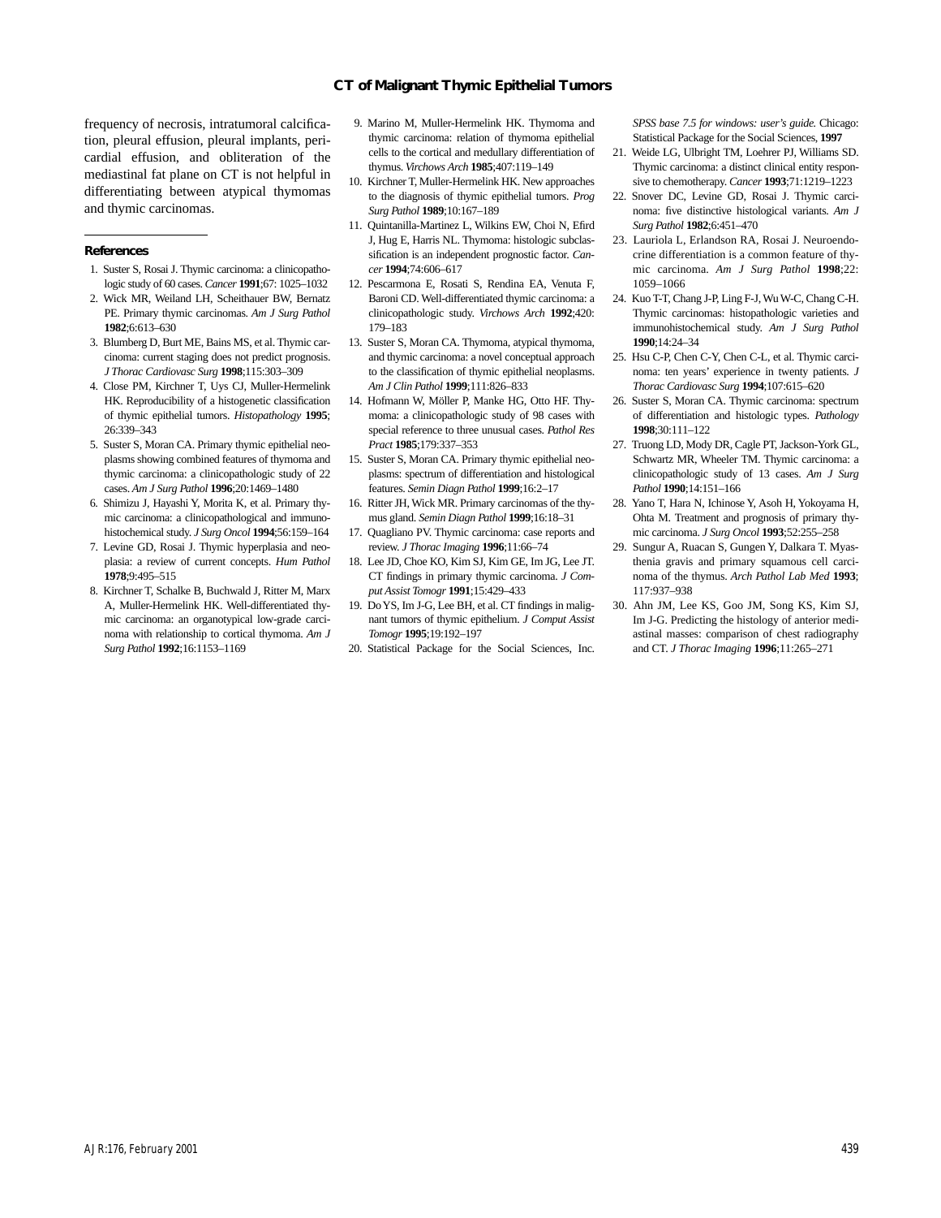frequency of necrosis, intratumoral calcification, pleural effusion, pleural implants, pericardial effusion, and obliteration of the mediastinal fat plane on CT is not helpful in differentiating between atypical thymomas and thymic carcinomas.

## References

1. Suster S, Rosai J. Thymic carcinoma: a clinicopathologic study of 60 cases. *Cancer* **1991**;67: 1025–1032
2. Wick MR, Weiland LH, Scheithauer BW, Bernatz PE. Primary thymic carcinomas. *Am J Surg Pathol* **1982**;6:613–630
3. Blumberg D, Burt ME, Bains MS, et al. Thymic carcinoma: current staging does not predict prognosis. *J Thorac Cardiovasc Surg* **1998**;115:303–309
4. Close PM, Kirchner T, Uys CJ, Muller-Hermelink HK. Reproducibility of a histogenetic classification of thymic epithelial tumors. *Histopathology* **1995**; 26:339–343
5. Suster S, Moran CA. Primary thymic epithelial neoplasms showing combined features of thymoma and thymic carcinoma: a clinicopathologic study of 22 cases. *Am J Surg Pathol* **1996**;20:1469–1480
6. Shimizu J, Hayashi Y, Morita K, et al. Primary thymic carcinoma: a clinicopathological and immunohistochemical study. *J Surg Oncol* **1994**;56:159–164
7. Levine GD, Rosai J. Thymic hyperplasia and neoplasia: a review of current concepts. *Hum Pathol* **1978**;9:495–515
8. Kirchner T, Schalke B, Buchwald J, Ritter M, Marx A, Muller-Hermelink HK. Well-differentiated thymic carcinoma: an organotypical low-grade carcinoma with relationship to cortical thymoma. *Am J Surg Pathol* **1992**;16:1153–1169
9. Marino M, Muller-Hermelink HK. Thymoma and thymic carcinoma: relation of thymoma epithelial cells to the cortical and medullary differentiation of thymus. *Virchows Arch* **1985**;407:119–149
10. Kirchner T, Muller-Hermelink HK. New approaches to the diagnosis of thymic epithelial tumors. *Prog Surg Pathol* **1989**;10:167–189
11. Quintanilla-Martinez L, Wilkins EW, Choi N, Efird J, Hug E, Harris NL. Thymoma: histologic subclassification is an independent prognostic factor. *Cancer* **1994**;74:606–617
12. Pescarmona E, Rosati S, Rendina EA, Venuta F, Baroni CD. Well-differentiated thymic carcinoma: a clinicopathologic study. *Virchows Arch* **1992**;420: 179–183
13. Suster S, Moran CA. Thymoma, atypical thymoma, and thymic carcinoma: a novel conceptual approach to the classification of thymic epithelial neoplasms. *Am J Clin Pathol* **1999**;111:826–833
14. Hofmann W, Möller P, Manke HG, Otto HF. Thymoma: a clinicopathologic study of 98 cases with special reference to three unusual cases. *Pathol Res Pract* **1985**;179:337–353
15. Suster S, Moran CA. Primary thymic epithelial neoplasms: spectrum of differentiation and histological features. *Semin Diagn Pathol* **1999**;16:2–17
16. Ritter JH, Wick MR. Primary carcinomas of the thymus gland. *Semin Diagn Pathol* **1999**;16:18–31
17. Quagliano PV. Thymic carcinoma: case reports and review. *J Thorac Imaging* **1996**;11:66–74
18. Lee JD, Choe KO, Kim SJ, Kim GE, Im JG, Lee JT. CT findings in primary thymic carcinoma. *J Comput Assist Tomogr* **1991**;15:429–433
19. Do YS, Im J-G, Lee BH, et al. CT findings in malignant tumors of thymic epithelium. *J Comput Assist Tomogr* **1995**;19:192–197
20. Statistical Package for the Social Sciences, Inc. *SPSS base 7.5 for windows: user's guide.* Chicago: Statistical Package for the Social Sciences, **1997**
21. Weide LG, Ulbright TM, Loehrer PJ, Williams SD. Thymic carcinoma: a distinct clinical entity responsive to chemotherapy. *Cancer* **1993**;71:1219–1223
22. Snover DC, Levine GD, Rosai J. Thymic carcinoma: five distinctive histological variants. *Am J Surg Pathol* **1982**;6:451–470
23. Lauriola L, Erlandson RA, Rosai J. Neuroendocrine differentiation is a common feature of thymic carcinoma. *Am J Surg Pathol* **1998**;22: 1059–1066
24. Kuo T-T, Chang J-P, Ling F-J, Wu W-C, Chang C-H. Thymic carcinomas: histopathologic varieties and immunohistochemical study. *Am J Surg Pathol* **1990**;14:24–34
25. Hsu C-P, Chen C-Y, Chen C-L, et al. Thymic carcinoma: ten years' experience in twenty patients. *J Thorac Cardiovasc Surg* **1994**;107:615–620
26. Suster S, Moran CA. Thymic carcinoma: spectrum of differentiation and histologic types. *Pathology* **1998**;30:111–122
27. Truong LD, Mody DR, Cagle PT, Jackson-York GL, Schwartz MR, Wheeler TM. Thymic carcinoma: a clinicopathologic study of 13 cases. *Am J Surg Pathol* **1990**;14:151–166
28. Yano T, Hara N, Ichinose Y, Asoh H, Yokoyama H, Ohta M. Treatment and prognosis of primary thymic carcinoma. *J Surg Oncol* **1993**;52:255–258
29. Sungur A, Ruacan S, Gungen Y, Dalkara T. Myasthenia gravis and primary squamous cell carcinoma of the thymus. *Arch Pathol Lab Med* **1993**; 117:937–938
30. Ahn JM, Lee KS, Goo JM, Song KS, Kim SJ, Im J-G. Predicting the histology of anterior mediastinal masses: comparison of chest radiography and CT. *J Thorac Imaging* **1996**;11:265–271